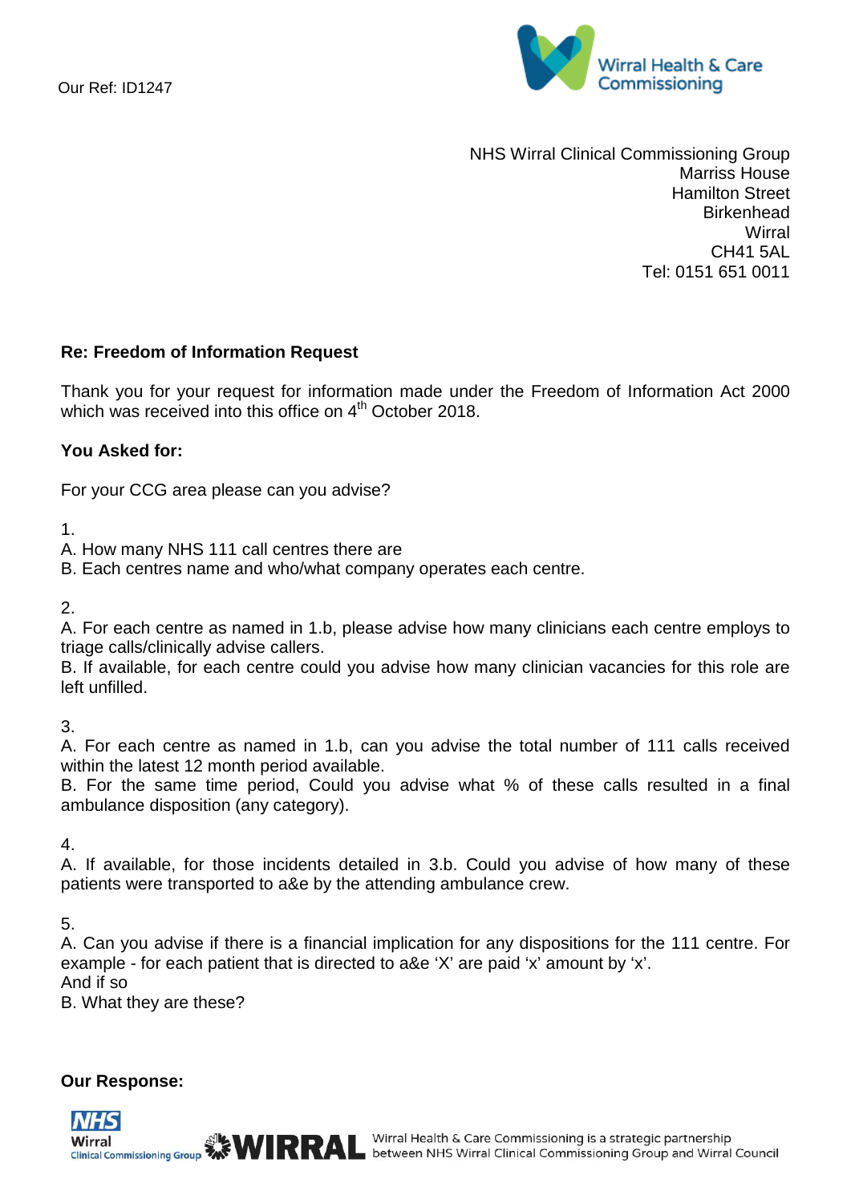Our Ref: ID1247

Wirral Health & Care Commissioning

NHS Wirral Clinical Commissioning Group
Marriss House
Hamilton Street
Birkenhead
Wirral
CH41 5AL
Tel: 0151 651 0011

**Re: Freedom of Information Request**

Thank you for your request for information made under the Freedom of Information Act 2000 which was received into this office on 4th October 2018.

**You Asked for:**

For your CCG area please can you advise?

1.
A. How many NHS 111 call centres there are
B. Each centres name and who/what company operates each centre.

2.
A. For each centre as named in 1.b, please advise how many clinicians each centre employs to triage calls/clinically advise callers.
B. If available, for each centre could you advise how many clinician vacancies for this role are left unfilled.

3.
A. For each centre as named in 1.b, can you advise the total number of 111 calls received within the latest 12 month period available.
B. For the same time period, Could you advise what % of these calls resulted in a final ambulance disposition (any category).

4.
A. If available, for those incidents detailed in 3.b. Could you advise of how many of these patients were transported to a&e by the attending ambulance crew.

5.
A. Can you advise if there is a financial implication for any dispositions for the 111 centre. For example - for each patient that is directed to a&e 'X' are paid 'x' amount by 'x'.
And if so
B. What they are these?

**Our Response:**

Wirral Health & Care Commissioning is a strategic partnership between NHS Wirral Clinical Commissioning Group and Wirral Council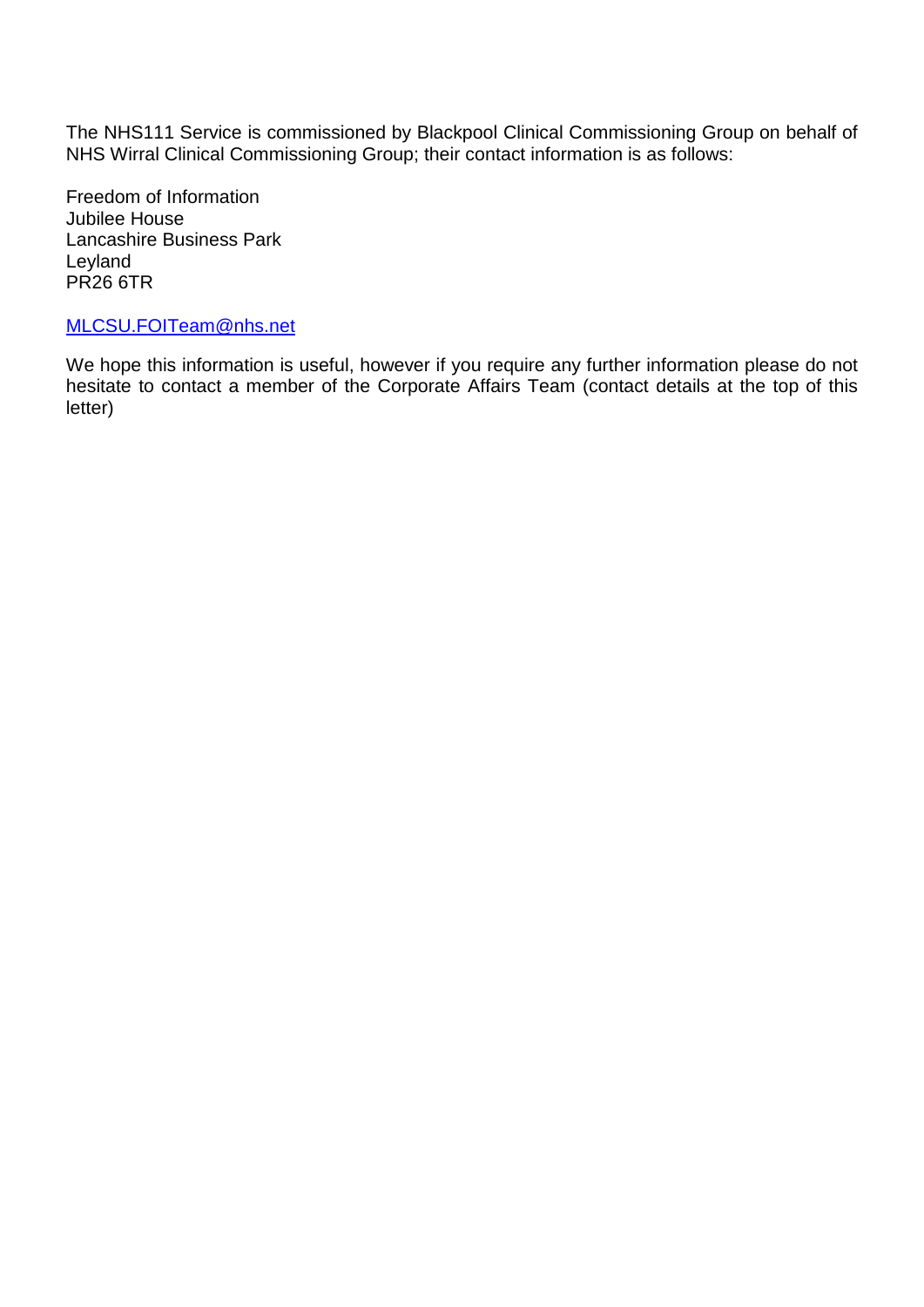The NHS111 Service is commissioned by Blackpool Clinical Commissioning Group on behalf of NHS Wirral Clinical Commissioning Group; their contact information is as follows:

Freedom of Information  
Jubilee House  
Lancashire Business Park  
Leyland  
PR26 6TR

MLCSU.FOITeam@nhs.net

We hope this information is useful, however if you require any further information please do not hesitate to contact a member of the Corporate Affairs Team (contact details at the top of this letter)